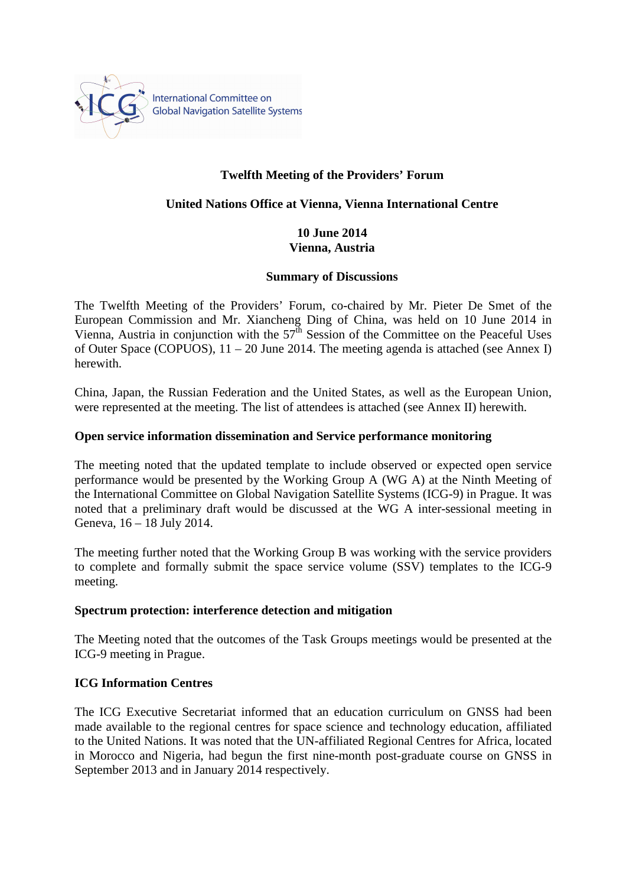International Committee on Global Navigation Satellite Systems

**Twelfth Meeting of the Providers' Forum**

**United Nations Office at Vienna, Vienna International Centre**

**10 June 2014**
**Vienna, Austria**

**Summary of Discussions**

The Twelfth Meeting of the Providers' Forum, co-chaired by Mr. Pieter De Smet of the European Commission and Mr. Xiancheng Ding of China, was held on 10 June 2014 in Vienna, Austria in conjunction with the 57th Session of the Committee on the Peaceful Uses of Outer Space (COPUOS), 11 – 20 June 2014. The meeting agenda is attached (see Annex I) herewith.

China, Japan, the Russian Federation and the United States, as well as the European Union, were represented at the meeting. The list of attendees is attached (see Annex II) herewith.

**Open service information dissemination and Service performance monitoring**

The meeting noted that the updated template to include observed or expected open service performance would be presented by the Working Group A (WG A) at the Ninth Meeting of the International Committee on Global Navigation Satellite Systems (ICG-9) in Prague. It was noted that a preliminary draft would be discussed at the WG A inter-sessional meeting in Geneva, 16 – 18 July 2014.

The meeting further noted that the Working Group B was working with the service providers to complete and formally submit the space service volume (SSV) templates to the ICG-9 meeting.

**Spectrum protection: interference detection and mitigation**

The Meeting noted that the outcomes of the Task Groups meetings would be presented at the ICG-9 meeting in Prague.

**ICG Information Centres**

The ICG Executive Secretariat informed that an education curriculum on GNSS had been made available to the regional centres for space science and technology education, affiliated to the United Nations. It was noted that the UN-affiliated Regional Centres for Africa, located in Morocco and Nigeria, had begun the first nine-month post-graduate course on GNSS in September 2013 and in January 2014 respectively.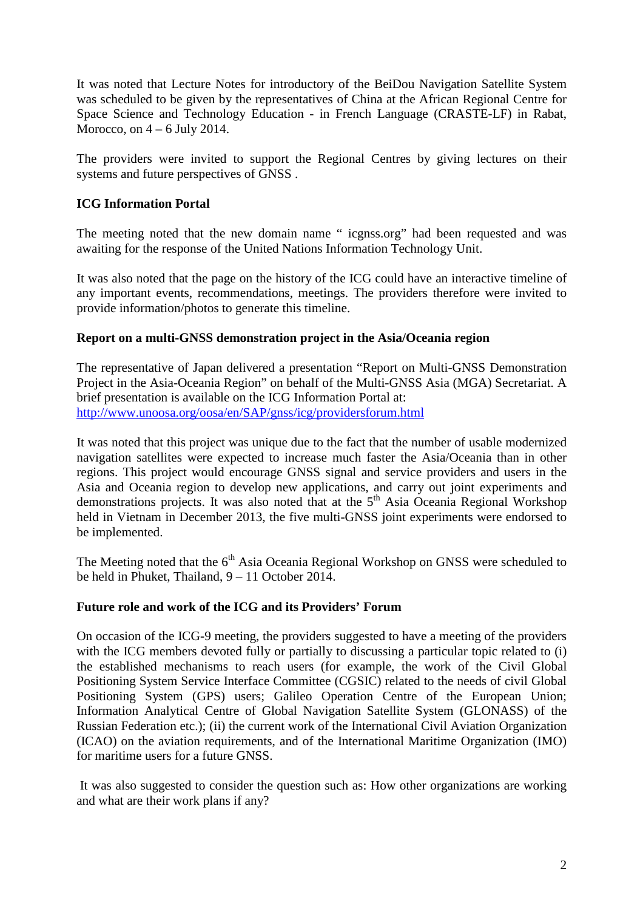It was noted that Lecture Notes for introductory of the BeiDou Navigation Satellite System was scheduled to be given by the representatives of China at the African Regional Centre for Space Science and Technology Education - in French Language (CRASTE-LF) in Rabat, Morocco, on 4 – 6 July 2014.

The providers were invited to support the Regional Centres by giving lectures on their systems and future perspectives of GNSS .

**ICG Information Portal**

The meeting noted that the new domain name " icgnss.org" had been requested and was awaiting for the response of the United Nations Information Technology Unit.

It was also noted that the page on the history of the ICG could have an interactive timeline of any important events, recommendations, meetings. The providers therefore were invited to provide information/photos to generate this timeline.

**Report on a multi-GNSS demonstration project in the Asia/Oceania region**

The representative of Japan delivered a presentation "Report on Multi-GNSS Demonstration Project in the Asia-Oceania Region" on behalf of the Multi-GNSS Asia (MGA) Secretariat. A brief presentation is available on the ICG Information Portal at:
http://www.unoosa.org/oosa/en/SAP/gnss/icg/providersforum.html

It was noted that this project was unique due to the fact that the number of usable modernized navigation satellites were expected to increase much faster the Asia/Oceania than in other regions. This project would encourage GNSS signal and service providers and users in the Asia and Oceania region to develop new applications, and carry out joint experiments and demonstrations projects. It was also noted that at the 5th Asia Oceania Regional Workshop held in Vietnam in December 2013, the five multi-GNSS joint experiments were endorsed to be implemented.

The Meeting noted that the 6th Asia Oceania Regional Workshop on GNSS were scheduled to be held in Phuket, Thailand, 9 – 11 October 2014.

**Future role and work of the ICG and its Providers' Forum**

On occasion of the ICG-9 meeting, the providers suggested to have a meeting of the providers with the ICG members devoted fully or partially to discussing a particular topic related to (i) the established mechanisms to reach users (for example, the work of the Civil Global Positioning System Service Interface Committee (CGSIC) related to the needs of civil Global Positioning System (GPS) users; Galileo Operation Centre of the European Union; Information Analytical Centre of Global Navigation Satellite System (GLONASS) of the Russian Federation etc.); (ii) the current work of the International Civil Aviation Organization (ICAO) on the aviation requirements, and of the International Maritime Organization (IMO) for maritime users for a future GNSS.

It was also suggested to consider the question such as: How other organizations are working and what are their work plans if any?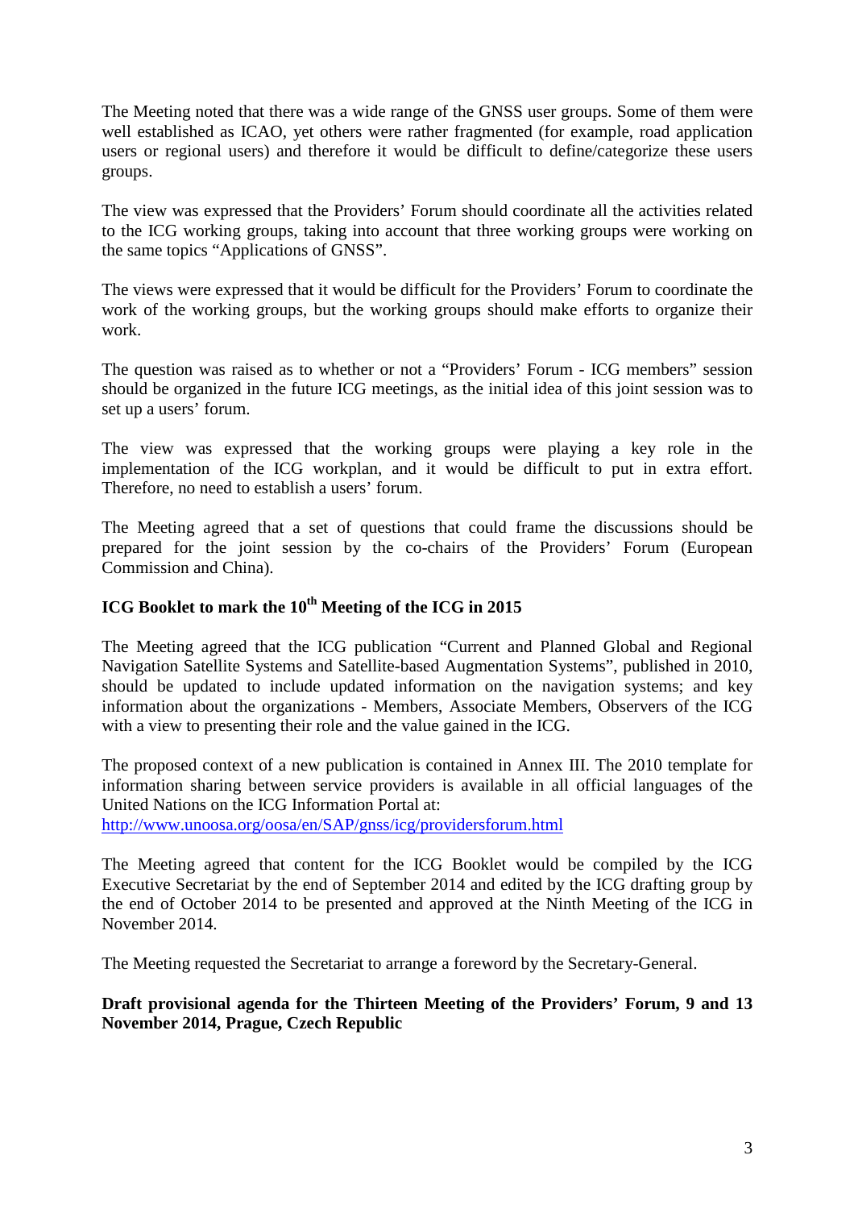The Meeting noted that there was a wide range of the GNSS user groups. Some of them were well established as ICAO, yet others were rather fragmented (for example, road application users or regional users) and therefore it would be difficult to define/categorize these users groups.

The view was expressed that the Providers' Forum should coordinate all the activities related to the ICG working groups, taking into account that three working groups were working on the same topics "Applications of GNSS".

The views were expressed that it would be difficult for the Providers' Forum to coordinate the work of the working groups, but the working groups should make efforts to organize their work.

The question was raised as to whether or not a "Providers' Forum - ICG members" session should be organized in the future ICG meetings, as the initial idea of this joint session was to set up a users' forum.

The view was expressed that the working groups were playing a key role in the implementation of the ICG workplan, and it would be difficult to put in extra effort. Therefore, no need to establish a users' forum.

The Meeting agreed that a set of questions that could frame the discussions should be prepared for the joint session by the co-chairs of the Providers' Forum (European Commission and China).

**ICG Booklet to mark the 10th Meeting of the ICG in 2015**

The Meeting agreed that the ICG publication "Current and Planned Global and Regional Navigation Satellite Systems and Satellite-based Augmentation Systems", published in 2010, should be updated to include updated information on the navigation systems; and key information about the organizations - Members, Associate Members, Observers of the ICG with a view to presenting their role and the value gained in the ICG.

The proposed context of a new publication is contained in Annex III. The 2010 template for information sharing between service providers is available in all official languages of the United Nations on the ICG Information Portal at:
http://www.unoosa.org/oosa/en/SAP/gnss/icg/providersforum.html

The Meeting agreed that content for the ICG Booklet would be compiled by the ICG Executive Secretariat by the end of September 2014 and edited by the ICG drafting group by the end of October 2014 to be presented and approved at the Ninth Meeting of the ICG in November 2014.

The Meeting requested the Secretariat to arrange a foreword by the Secretary-General.

**Draft provisional agenda for the Thirteen Meeting of the Providers' Forum, 9 and 13 November 2014, Prague, Czech Republic**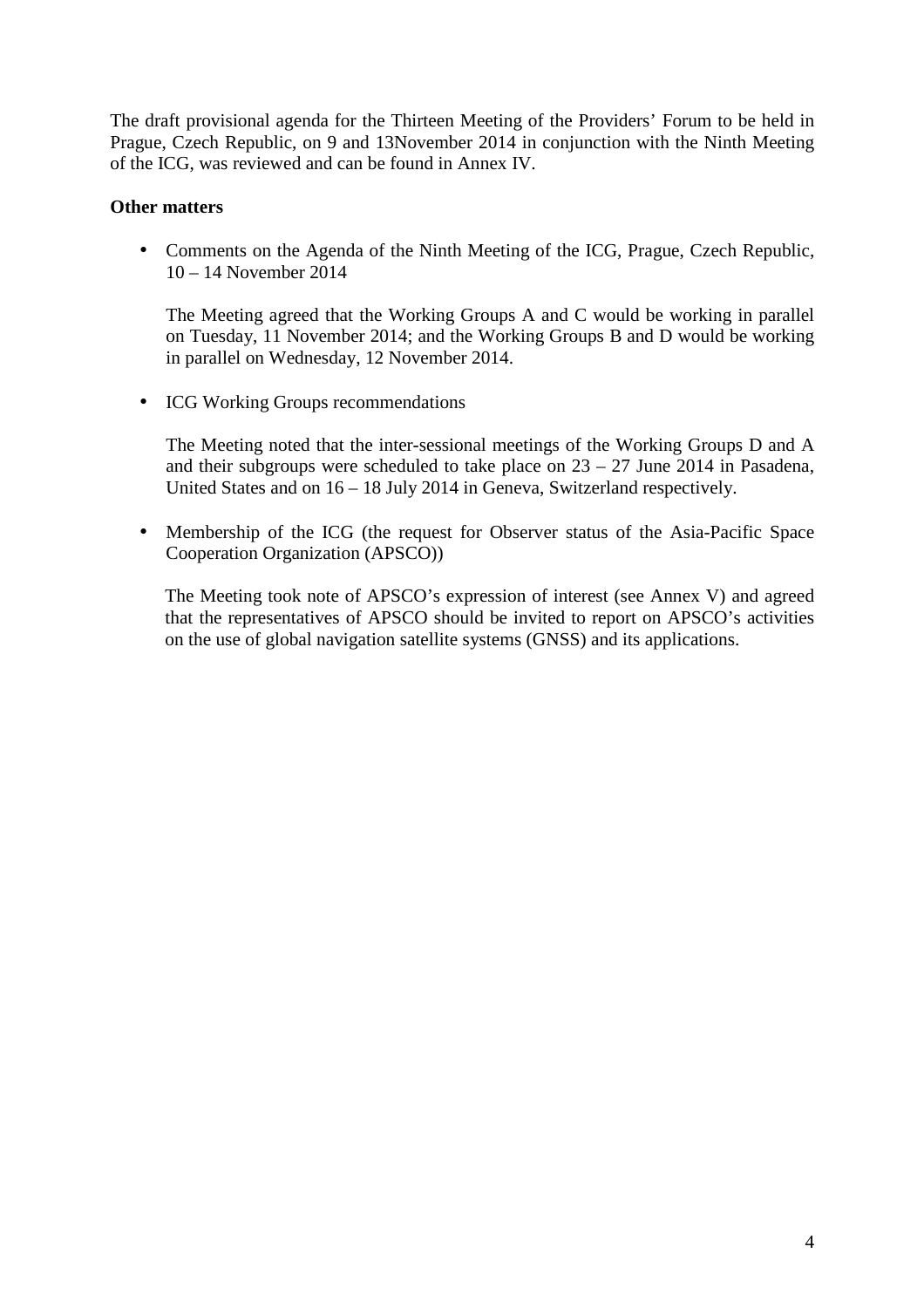The draft provisional agenda for the Thirteen Meeting of the Providers' Forum to be held in Prague, Czech Republic, on 9 and 13November 2014 in conjunction with the Ninth Meeting of the ICG, was reviewed and can be found in Annex IV.

**Other matters**

- Comments on the Agenda of the Ninth Meeting of the ICG, Prague, Czech Republic, 10 – 14 November 2014

  The Meeting agreed that the Working Groups A and C would be working in parallel on Tuesday, 11 November 2014; and the Working Groups B and D would be working in parallel on Wednesday, 12 November 2014.

- ICG Working Groups recommendations

  The Meeting noted that the inter-sessional meetings of the Working Groups D and A and their subgroups were scheduled to take place on 23 – 27 June 2014 in Pasadena, United States and on 16 – 18 July 2014 in Geneva, Switzerland respectively.

- Membership of the ICG (the request for Observer status of the Asia-Pacific Space Cooperation Organization (APSCO))

  The Meeting took note of APSCO's expression of interest (see Annex V) and agreed that the representatives of APSCO should be invited to report on APSCO's activities on the use of global navigation satellite systems (GNSS) and its applications.